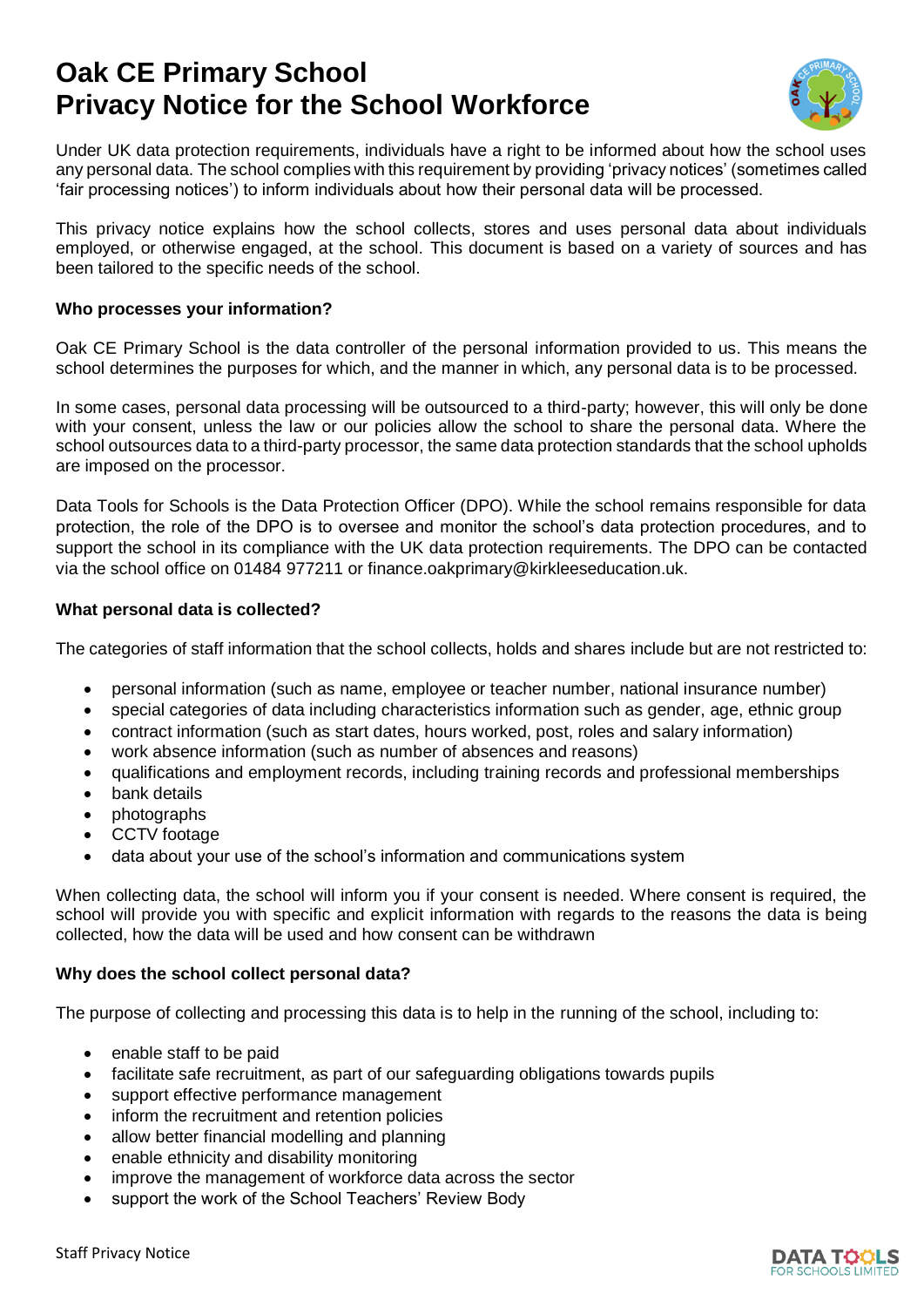# Oak CE Primary School
# Privacy Notice for the School Workforce

Under UK data protection requirements, individuals have a right to be informed about how the school uses any personal data. The school complies with this requirement by providing 'privacy notices' (sometimes called 'fair processing notices') to inform individuals about how their personal data will be processed.

This privacy notice explains how the school collects, stores and uses personal data about individuals employed, or otherwise engaged, at the school. This document is based on a variety of sources and has been tailored to the specific needs of the school.

**Who processes your information?**

Oak CE Primary School is the data controller of the personal information provided to us. This means the school determines the purposes for which, and the manner in which, any personal data is to be processed.

In some cases, personal data processing will be outsourced to a third-party; however, this will only be done with your consent, unless the law or our policies allow the school to share the personal data. Where the school outsources data to a third-party processor, the same data protection standards that the school upholds are imposed on the processor.

Data Tools for Schools is the Data Protection Officer (DPO). While the school remains responsible for data protection, the role of the DPO is to oversee and monitor the school's data protection procedures, and to support the school in its compliance with the UK data protection requirements. The DPO can be contacted via the school office on 01484 977211 or finance.oakprimary@kirkleeseducation.uk.

**What personal data is collected?**

The categories of staff information that the school collects, holds and shares include but are not restricted to:

- personal information (such as name, employee or teacher number, national insurance number)
- special categories of data including characteristics information such as gender, age, ethnic group
- contract information (such as start dates, hours worked, post, roles and salary information)
- work absence information (such as number of absences and reasons)
- qualifications and employment records, including training records and professional memberships
- bank details
- photographs
- CCTV footage
- data about your use of the school's information and communications system

When collecting data, the school will inform you if your consent is needed. Where consent is required, the school will provide you with specific and explicit information with regards to the reasons the data is being collected, how the data will be used and how consent can be withdrawn

**Why does the school collect personal data?**

The purpose of collecting and processing this data is to help in the running of the school, including to:

- enable staff to be paid
- facilitate safe recruitment, as part of our safeguarding obligations towards pupils
- support effective performance management
- inform the recruitment and retention policies
- allow better financial modelling and planning
- enable ethnicity and disability monitoring
- improve the management of workforce data across the sector
- support the work of the School Teachers' Review Body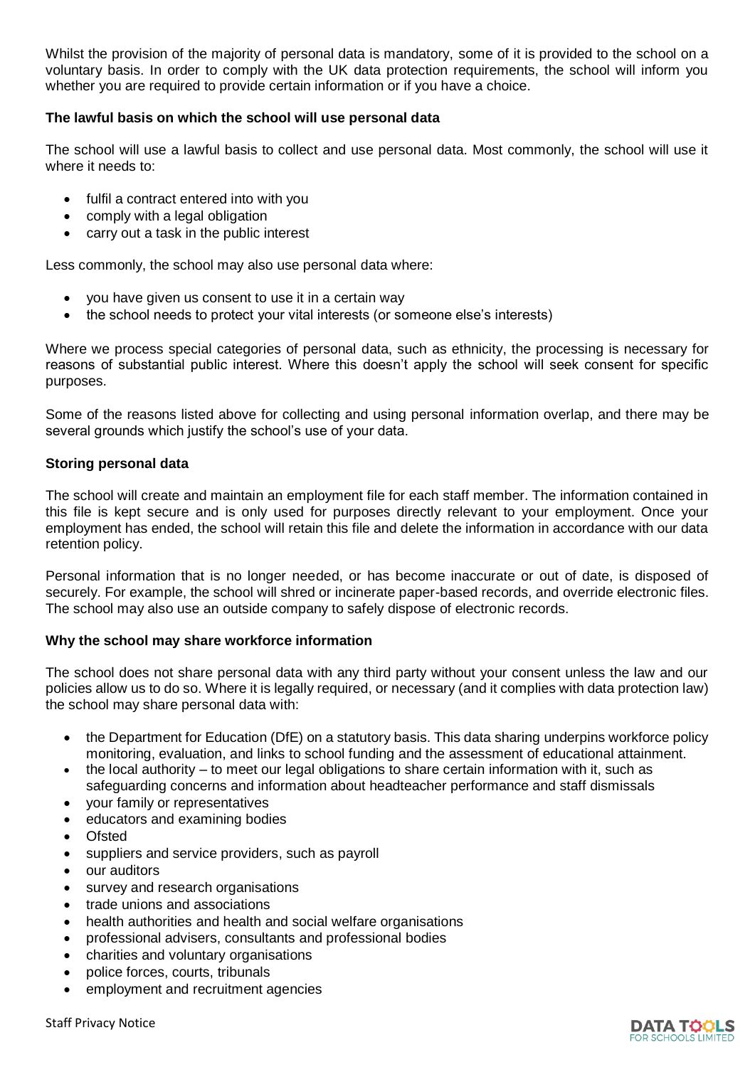Whilst the provision of the majority of personal data is mandatory, some of it is provided to the school on a voluntary basis. In order to comply with the UK data protection requirements, the school will inform you whether you are required to provide certain information or if you have a choice.

**The lawful basis on which the school will use personal data**

The school will use a lawful basis to collect and use personal data. Most commonly, the school will use it where it needs to:

- fulfil a contract entered into with you
- comply with a legal obligation
- carry out a task in the public interest

Less commonly, the school may also use personal data where:

- you have given us consent to use it in a certain way
- the school needs to protect your vital interests (or someone else's interests)

Where we process special categories of personal data, such as ethnicity, the processing is necessary for reasons of substantial public interest. Where this doesn't apply the school will seek consent for specific purposes.

Some of the reasons listed above for collecting and using personal information overlap, and there may be several grounds which justify the school's use of your data.

**Storing personal data**

The school will create and maintain an employment file for each staff member. The information contained in this file is kept secure and is only used for purposes directly relevant to your employment. Once your employment has ended, the school will retain this file and delete the information in accordance with our data retention policy.

Personal information that is no longer needed, or has become inaccurate or out of date, is disposed of securely. For example, the school will shred or incinerate paper-based records, and override electronic files. The school may also use an outside company to safely dispose of electronic records.

**Why the school may share workforce information**

The school does not share personal data with any third party without your consent unless the law and our policies allow us to do so. Where it is legally required, or necessary (and it complies with data protection law) the school may share personal data with:

- the Department for Education (DfE) on a statutory basis. This data sharing underpins workforce policy monitoring, evaluation, and links to school funding and the assessment of educational attainment.
- the local authority – to meet our legal obligations to share certain information with it, such as safeguarding concerns and information about headteacher performance and staff dismissals
- your family or representatives
- educators and examining bodies
- Ofsted
- suppliers and service providers, such as payroll
- our auditors
- survey and research organisations
- trade unions and associations
- health authorities and health and social welfare organisations
- professional advisers, consultants and professional bodies
- charities and voluntary organisations
- police forces, courts, tribunals
- employment and recruitment agencies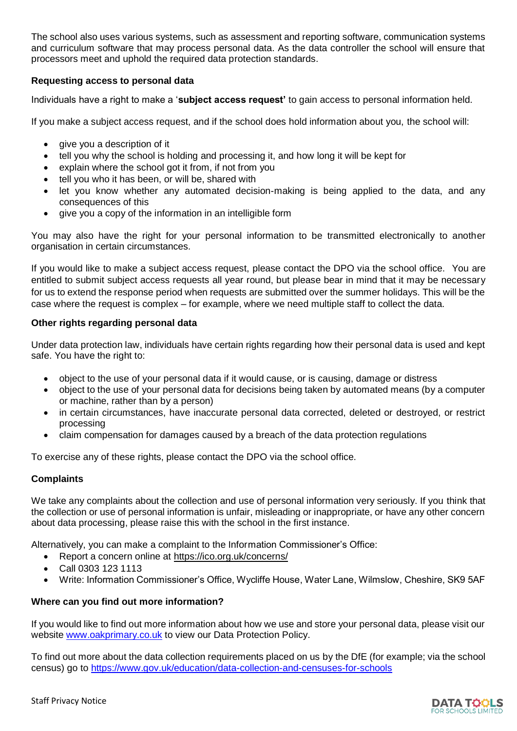The school also uses various systems, such as assessment and reporting software, communication systems and curriculum software that may process personal data. As the data controller the school will ensure that processors meet and uphold the required data protection standards.

**Requesting access to personal data**

Individuals have a right to make a '**subject access request'** to gain access to personal information held.

If you make a subject access request, and if the school does hold information about you, the school will:

- give you a description of it
- tell you why the school is holding and processing it, and how long it will be kept for
- explain where the school got it from, if not from you
- tell you who it has been, or will be, shared with
- let you know whether any automated decision-making is being applied to the data, and any consequences of this
- give you a copy of the information in an intelligible form

You may also have the right for your personal information to be transmitted electronically to another organisation in certain circumstances.

If you would like to make a subject access request, please contact the DPO via the school office. You are entitled to submit subject access requests all year round, but please bear in mind that it may be necessary for us to extend the response period when requests are submitted over the summer holidays. This will be the case where the request is complex – for example, where we need multiple staff to collect the data.

**Other rights regarding personal data**

Under data protection law, individuals have certain rights regarding how their personal data is used and kept safe. You have the right to:

- object to the use of your personal data if it would cause, or is causing, damage or distress
- object to the use of your personal data for decisions being taken by automated means (by a computer or machine, rather than by a person)
- in certain circumstances, have inaccurate personal data corrected, deleted or destroyed, or restrict processing
- claim compensation for damages caused by a breach of the data protection regulations

To exercise any of these rights, please contact the DPO via the school office.

**Complaints**

We take any complaints about the collection and use of personal information very seriously. If you think that the collection or use of personal information is unfair, misleading or inappropriate, or have any other concern about data processing, please raise this with the school in the first instance.

Alternatively, you can make a complaint to the Information Commissioner's Office:

- Report a concern online at https://ico.org.uk/concerns/
- Call 0303 123 1113
- Write: Information Commissioner's Office, Wycliffe House, Water Lane, Wilmslow, Cheshire, SK9 5AF

**Where can you find out more information?**

If you would like to find out more information about how we use and store your personal data, please visit our website [www.oakprimary.co.uk](http://www.oakprimary.co.uk) to view our Data Protection Policy.

To find out more about the data collection requirements placed on us by the DfE (for example; via the school census) go to [https://www.gov.uk/education/data-collection-and-censuses-for-schools](https://www.gov.uk/education/data-collection-and-censuses-for-schools)